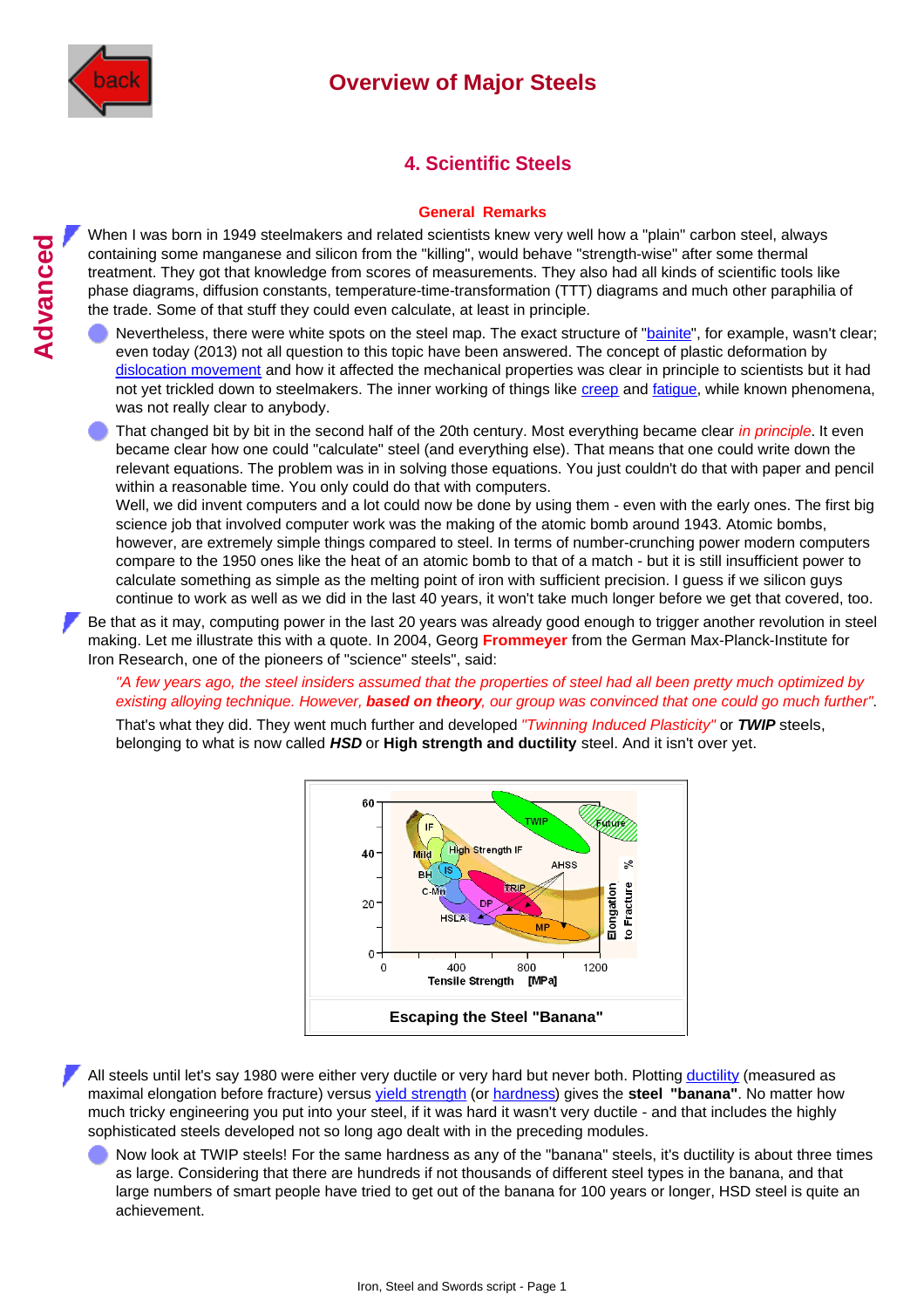# Overview of Major Steels

## 4. Scientific Steels

### General Remarks

When I was born in 1949 steelmakers and related scientists knew very well how a "plain" carbon steel, always containing some manganese and silicon from the "killing", would behave "strength-wise" after some thermal treatment. They got that knowledge from scores of measurements. They also had all kinds of scientific tools like phase diagrams, diffusion constants, temperature-time-transformation (TTT) diagrams and much other paraphilia of the trade. Some of that stuff they could even calculate, at least in principle.

- Nevertheless, there were white spots on the steel map. The exact structure of "bainite", for example, wasn't clear; even today (2013) not all question to this topic have been answered. The concept of plastic deformation by dislocation movement and how it affected the mechanical properties was clear in principle to scientists but it had not yet trickled down to steelmakers. The inner working of things like creep and fatigue, while known phenomena, was not really clear to anybody.
- That changed bit by bit in the second half of the 20th century. Most everything became clear *in principle*. It even became clear how one could "calculate" steel (and everything else). That means that one could write down the relevant equations. The problem was in in solving those equations. You just couldn't do that with paper and pencil within a reasonable time. You only could do that with computers.
  Well, we did invent computers and a lot could now be done by using them - even with the early ones. The first big science job that involved computer work was the making of the atomic bomb around 1943. Atomic bombs, however, are extremely simple things compared to steel. In terms of number-crunching power modern computers compare to the 1950 ones like the heat of an atomic bomb to that of a match - but it is still insufficient power to calculate something as simple as the melting point of iron with sufficient precision. I guess if we silicon guys continue to work as well as we did in the last 40 years, it won't take much longer before we get that covered, too.

Be that as it may, computing power in the last 20 years was already good enough to trigger another revolution in steel making. Let me illustrate this with a quote. In 2004, Georg **Frommeyer** from the German Max-Planck-Institute for Iron Research, one of the pioneers of "science" steels", said:

> *"A few years ago, the steel insiders assumed that the properties of steel had all been pretty much optimized by existing alloying technique. However, **based on theory**, our group was convinced that one could go much further"*.

That's what they did. They went much further and developed *"Twinning Induced Plasticity"* or ***TWIP*** steels, belonging to what is now called ***HSD*** or **High strength and ductility** steel. And it isn't over yet.

60
40
20
0
0
400
800
1200
Tensile Strength [MPa]
Elongation to Fracture %
IF
Mild
High Strength IF
BH
IS
C-Mn
HSLA
DP
TRIP
MP
AHSS
TWIP
Future

**Escaping the Steel "Banana"**

All steels until let's say 1980 were either very ductile or very hard but never both. Plotting ductility (measured as maximal elongation before fracture) versus yield strength (or hardness) gives the **steel "banana"**. No matter how much tricky engineering you put into your steel, if it was hard it wasn't very ductile - and that includes the highly sophisticated steels developed not so long ago dealt with in the preceding modules.

- Now look at TWIP steels! For the same hardness as any of the "banana" steels, it's ductility is about three times as large. Considering that there are hundreds if not thousands of different steel types in the banana, and that large numbers of smart people have tried to get out of the banana for 100 years or longer, HSD steel is quite an achievement.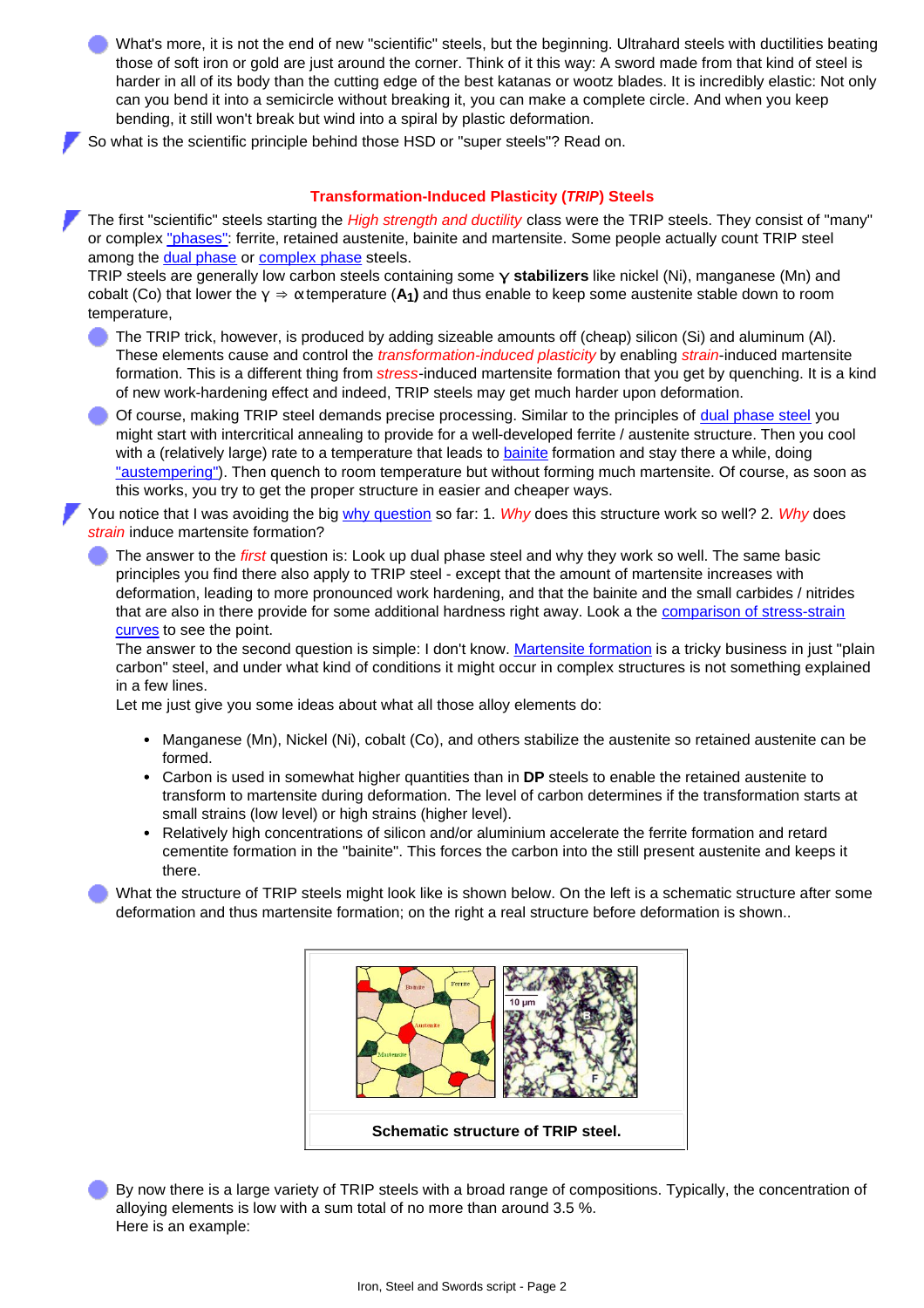- What's more, it is not the end of new "scientific" steels, but the beginning. Ultrahard steels with ductilities beating those of soft iron or gold are just around the corner. Think of it this way: A sword made from that kind of steel is harder in all of its body than the cutting edge of the best katanas or wootz blades. It is incredibly elastic: Not only can you bend it into a semicircle without breaking it, you can make a complete circle. And when you keep bending, it still won't break but wind into a spiral by plastic deformation.

So what is the scientific principle behind those HSD or "super steels"? Read on.

## Transformation-Induced Plasticity (*TRIP*) Steels

The first "scientific" steels starting the *High strength and ductility* class were the TRIP steels. They consist of "many" or complex "phases": ferrite, retained austenite, bainite and martensite. Some people actually count TRIP steel among the dual phase or complex phase steels.
TRIP steels are generally low carbon steels containing some $\gamma$ **stabilizers** like nickel (Ni), manganese (Mn) and cobalt (Co) that lower the $\gamma \Rightarrow \alpha$ temperature (**$A_1$**) and thus enable to keep some austenite stable down to room temperature,

- The TRIP trick, however, is produced by adding sizeable amounts off (cheap) silicon (Si) and aluminum (Al). These elements cause and control the *transformation-induced plasticity* by enabling *strain*-induced martensite formation. This is a different thing from *stress*-induced martensite formation that you get by quenching. It is a kind of new work-hardening effect and indeed, TRIP steels may get much harder upon deformation.
- Of course, making TRIP steel demands precise processing. Similar to the principles of dual phase steel you might start with intercritical annealing to provide for a well-developed ferrite / austenite structure. Then you cool with a (relatively large) rate to a temperature that leads to bainite formation and stay there a while, doing "austempering"). Then quench to room temperature but without forming much martensite. Of course, as soon as this works, you try to get the proper structure in easier and cheaper ways.

You notice that I was avoiding the big why question so far: 1. *Why* does this structure work so well? 2. *Why* does *strain* induce martensite formation?

- The answer to the *first* question is: Look up dual phase steel and why they work so well. The same basic principles you find there also apply to TRIP steel - except that the amount of martensite increases with deformation, leading to more pronounced work hardening, and that the bainite and the small carbides / nitrides that are also in there provide for some additional hardness right away. Look a the comparison of stress-strain curves to see the point.
  The answer to the second question is simple: I don't know. Martensite formation is a tricky business in just "plain carbon" steel, and under what kind of conditions it might occur in complex structures is not something explained in a few lines.
  Let me just give you some ideas about what all those alloy elements do:
  - Manganese (Mn), Nickel (Ni), cobalt (Co), and others stabilize the austenite so retained austenite can be formed.
  - Carbon is used in somewhat higher quantities than in **DP** steels to enable the retained austenite to transform to martensite during deformation. The level of carbon determines if the transformation starts at small strains (low level) or high strains (higher level).
  - Relatively high concentrations of silicon and/or aluminium accelerate the ferrite formation and retard cementite formation in the "bainite". This forces the carbon into the still present austenite and keeps it there.
- What the structure of TRIP steels might look like is shown below. On the left is a schematic structure after some deformation and thus martensite formation; on the right a real structure before deformation is shown..

Bainite
Ferrite
Austenite
Martensite
10 µm
A
B
F

**Schematic structure of TRIP steel.**

- By now there is a large variety of TRIP steels with a broad range of compositions. Typically, the concentration of alloying elements is low with a sum total of no more than around 3.5 %.
  Here is an example: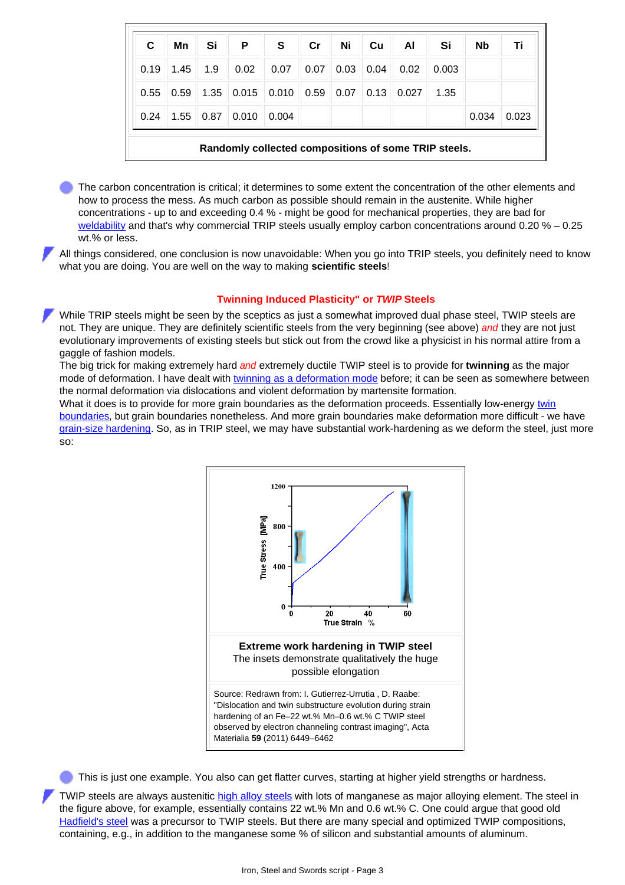| C | Mn | Si | P | S | Cr | Ni | Cu | Al | Si | Nb | Ti |
|---|---|---|---|---|---|---|---|---|---|---|---|
| 0.19 | 1.45 | 1.9 | 0.02 | 0.07 | 0.07 | 0.03 | 0.04 | 0.02 | 0.003 | | |
| 0.55 | 0.59 | 1.35 | 0.015 | 0.010 | 0.59 | 0.07 | 0.13 | 0.027 | 1.35 | | |
| 0.24 | 1.55 | 0.87 | 0.010 | 0.004 | | | | | | 0.034 | 0.023 |

**Randomly collected compositions of some TRIP steels.**

- The carbon concentration is critical; it determines to some extent the concentration of the other elements and how to process the mess. As much carbon as possible should remain in the austenite. While higher concentrations - up to and exceeding 0.4 % - might be good for mechanical properties, they are bad for weldability and that's why commercial TRIP steels usually employ carbon concentrations around 0.20 % – 0.25 wt.% or less.

All things considered, one conclusion is now unavoidable: When you go into TRIP steels, you definitely need to know what you are doing. You are well on the way to making **scientific steels**!

### Twinning Induced Plasticity" or *TWIP* Steels

While TRIP steels might be seen by the sceptics as just a somewhat improved dual phase steel, TWIP steels are not. They are unique. They are definitely scientific steels from the very beginning (see above) *and* they are not just evolutionary improvements of existing steels but stick out from the crowd like a physicist in his normal attire from a gaggle of fashion models.
The big trick for making extremely hard *and* extremely ductile TWIP steel is to provide for **twinning** as the major mode of deformation. I have dealt with twinning as a deformation mode before; it can be seen as somewhere between the normal deformation via dislocations and violent deformation by martensite formation.
What it does is to provide for more grain boundaries as the deformation proceeds. Essentially low-energy twin boundaries, but grain boundaries nonetheless. And more grain boundaries make deformation more difficult - we have grain-size hardening. So, as in TRIP steel, we may have substantial work-hardening as we deform the steel, just more so:

True Stress [MPa]
1200
800
400
0
0
20
40
60
True Strain %

**Extreme work hardening in TWIP steel**
The insets demonstrate qualitatively the huge possible elongation

Source: Redrawn from: I. Gutierrez-Urrutia , D. Raabe: "Dislocation and twin substructure evolution during strain hardening of an Fe–22 wt.% Mn–0.6 wt.% C TWIP steel observed by electron channeling contrast imaging", Acta Materialia **59** (2011) 6449–6462

- This is just one example. You also can get flatter curves, starting at higher yield strengths or hardness.

TWIP steels are always austenitic high alloy steels with lots of manganese as major alloying element. The steel in the figure above, for example, essentially contains 22 wt.% Mn and 0.6 wt.% C. One could argue that good old Hadfield's steel was a precursor to TWIP steels. But there are many special and optimized TWIP compositions, containing, e.g., in addition to the manganese some % of silicon and substantial amounts of aluminum.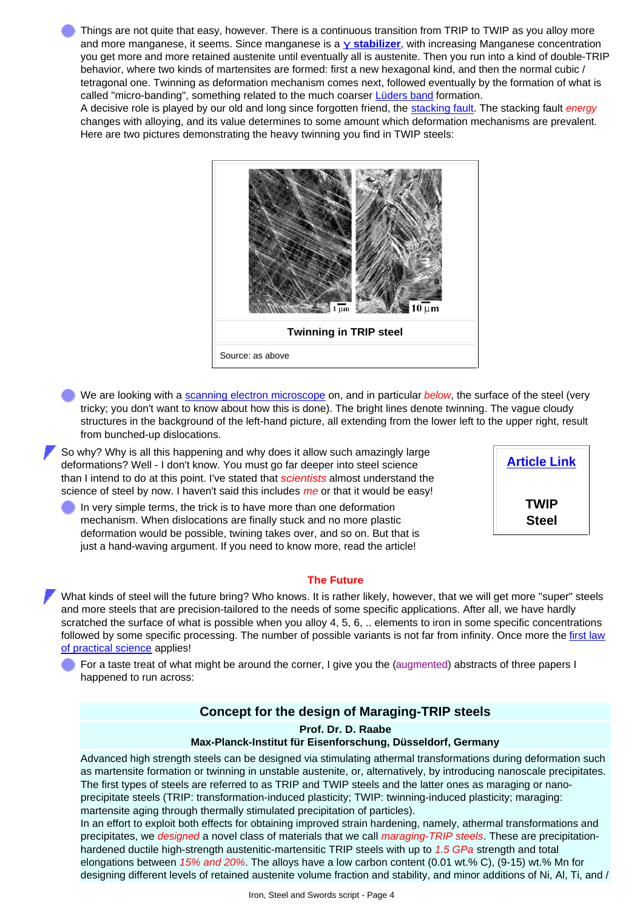- Things are not quite that easy, however. There is a continuous transition from TRIP to TWIP as you alloy more and more manganese, it seems. Since manganese is a **γ stabilizer**, with increasing Manganese concentration you get more and more retained austenite until eventually all is austenite. Then you run into a kind of double-TRIP behavior, where two kinds of martensites are formed: first a new hexagonal kind, and then the normal cubic / tetragonal one. Twinning as deformation mechanism comes next, followed eventually by the formation of what is called "micro-banding", something related to the much coarser Lüders band formation.
  A decisive role is played by our old and long since forgotten friend, the stacking fault. The stacking fault *energy* changes with alloying, and its value determines to some amount which deformation mechanisms are prevalent. Here are two pictures demonstrating the heavy twinning you find in TWIP steels:

1 µm

10 µm

**Twinning in TRIP steel**

Source: as above

- We are looking with a scanning electron microscope on, and in particular *below*, the surface of the steel (very tricky; you don't want to know about how this is done). The bright lines denote twinning. The vague cloudy structures in the background of the left-hand picture, all extending from the lower left to the upper right, result from bunched-up dislocations.

So why? Why is all this happening and why does it allow such amazingly large deformations? Well - I don't know. You must go far deeper into steel science than I intend to do at this point. I've stated that *scientists* almost understand the science of steel by now. I haven't said this includes *me* or that it would be easy!

- In very simple terms, the trick is to have more than one deformation mechanism. When dislocations are finally stuck and no more plastic deformation would be possible, twining takes over, and so on. But that is just a hand-waving argument. If you need to know more, read the article!

**Article Link**

**TWIP Steel**

## The Future

What kinds of steel will the future bring? Who knows. It is rather likely, however, that we will get more "super" steels and more steels that are precision-tailored to the needs of some specific applications. After all, we have hardly scratched the surface of what is possible when you alloy 4, 5, 6, .. elements to iron in some specific concentrations followed by some specific processing. The number of possible variants is not far from infinity. Once more the first law of practical science applies!

- For a taste treat of what might be around the corner, I give you the (augmented) abstracts of three papers I happened to run across:

### Concept for the design of Maraging-TRIP steels

**Prof. Dr. D. Raabe**
**Max-Planck-Institut für Eisenforschung, Düsseldorf, Germany**

Advanced high strength steels can be designed via stimulating athermal transformations during deformation such as martensite formation or twinning in unstable austenite, or, alternatively, by introducing nanoscale precipitates. The first types of steels are referred to as TRIP and TWIP steels and the latter ones as maraging or nano-precipitate steels (TRIP: transformation-induced plasticity; TWIP: twinning-induced plasticity; maraging: martensite aging through thermally stimulated precipitation of particles).
In an effort to exploit both effects for obtaining improved strain hardening, namely, athermal transformations and precipitates, we *designed* a novel class of materials that we call *maraging-TRIP steels*. These are precipitation-hardened ductile high-strength austenitic-martensitic TRIP steels with up to *1.5 GPa* strength and total elongations between *15% and 20%*. The alloys have a low carbon content (0.01 wt.% C), (9-15) wt.% Mn for designing different levels of retained austenite volume fraction and stability, and minor additions of Ni, Al, Ti, and /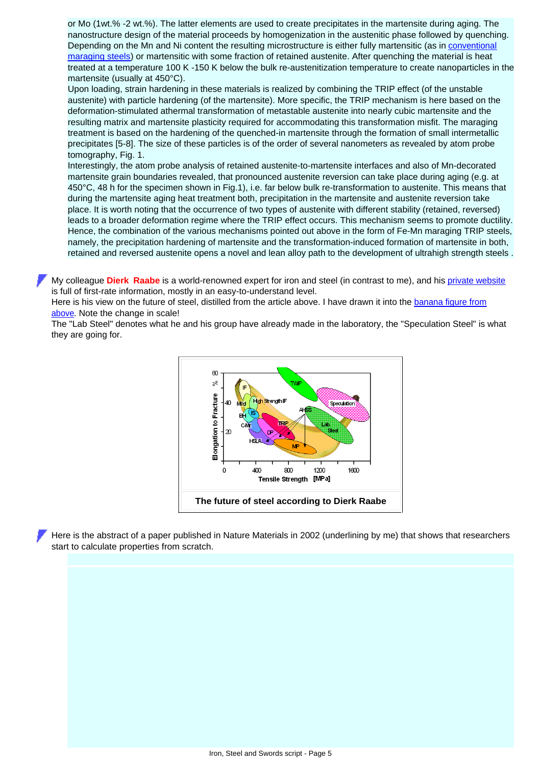or Mo (1wt.% -2 wt.%). The latter elements are used to create precipitates in the martensite during aging. The nanostructure design of the material proceeds by homogenization in the austenitic phase followed by quenching. Depending on the Mn and Ni content the resulting microstructure is either fully martensitic (as in conventional maraging steels) or martensitic with some fraction of retained austenite. After quenching the material is heat treated at a temperature 100 K -150 K below the bulk re-austenitization temperature to create nanoparticles in the martensite (usually at 450°C).

Upon loading, strain hardening in these materials is realized by combining the TRIP effect (of the unstable austenite) with particle hardening (of the martensite). More specific, the TRIP mechanism is here based on the deformation-stimulated athermal transformation of metastable austenite into nearly cubic martensite and the resulting matrix and martensite plasticity required for accommodating this transformation misfit. The maraging treatment is based on the hardening of the quenched-in martensite through the formation of small intermetallic precipitates [5-8]. The size of these particles is of the order of several nanometers as revealed by atom probe tomography, Fig. 1.

Interestingly, the atom probe analysis of retained austenite-to-martensite interfaces and also of Mn-decorated martensite grain boundaries revealed, that pronounced austenite reversion can take place during aging (e.g. at 450°C, 48 h for the specimen shown in Fig.1), i.e. far below bulk re-transformation to austenite. This means that during the martensite aging heat treatment both, precipitation in the martensite and austenite reversion take place. It is worth noting that the occurrence of two types of austenite with different stability (retained, reversed) leads to a broader deformation regime where the TRIP effect occurs. This mechanism seems to promote ductility. Hence, the combination of the various mechanisms pointed out above in the form of Fe-Mn maraging TRIP steels, namely, the precipitation hardening of martensite and the transformation-induced formation of martensite in both, retained and reversed austenite opens a novel and lean alloy path to the development of ultrahigh strength steels .

- My colleague **Dierk Raabe** is a world-renowned expert for iron and steel (in contrast to me), and his private website is full of first-rate information, mostly in an easy-to-understand level.
  Here is his view on the future of steel, distilled from the article above. I have drawn it into the banana figure from above. Note the change in scale!
  The "Lab Steel" denotes what he and his group have already made in the laboratory, the "Speculation Steel" is what they are going for.

60
%
40
20
0
400
800
1200
1600
Elongation to Fracture
Tensile Strength [MPa]
IF
Mild
High Strength IF
IS
BH
C-Mn
HSLA
DP
TRIP
MP
AHSS
TWIP
Speculation
Lab. Steel

**The future of steel according to Dierk Raabe**

- Here is the abstract of a paper published in Nature Materials in 2002 (underlining by me) that shows that researchers start to calculate properties from scratch.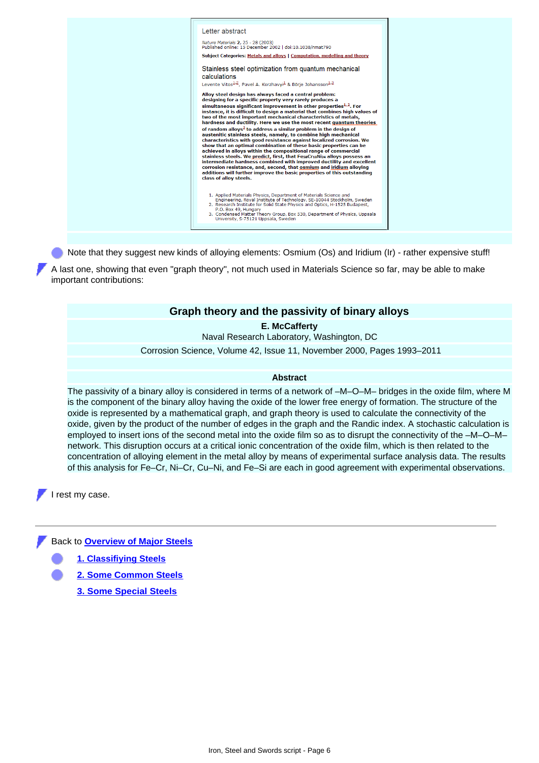Letter abstract

*Nature Materials* **2**, 25 - 28 (2003)
Published online: 15 December 2002 | doi:10.1038/nmat790

**Subject Categories:** Metals and alloys | Computation, modelling and theory

Stainless steel optimization from quantum mechanical calculations

Levente Vitos[1,2], Pavel A. Korzhavyi[1] & Börje Johansson[1,3]

**Alloy steel design has always faced a central problem: designing for a specific property very rarely produces a simultaneous significant improvement in other properties[1,2]. For instance, it is difficult to design a material that combines high values of two of the most important mechanical characteristics of metals, hardness and ductility. Here we use the most recent quantum theories of random alloys[3] to address a similar problem in the design of austenitic stainless steels, namely, to combine high mechanical characteristics with good resistance against localized corrosion. We show that an optimal combination of these basic properties can be achieved in alloys within the compositional range of commercial stainless steels. We predict, first, that $Fe_{58}Cr_{18}Ni_{24}$ alloys possess an intermediate hardness combined with improved ductility and excellent corrosion resistance, and, second, that osmium and iridium alloying additions will further improve the basic properties of this outstanding class of alloy steels.**

1. Applied Materials Physics, Department of Materials Science and Engineering, Royal Institute of Technology, SE-10044 Stockholm, Sweden
2. Research Institute for Solid State Physics and Optics, H-1525 Budapest, P.O. Box 49, Hungary
3. Condensed Matter Theory Group, Box 530, Department of Physics, Uppsala University, S-75121 Uppsala, Sweden

- Note that they suggest new kinds of alloying elements: Osmium (Os) and Iridium (Ir) - rather expensive stuff!

A last one, showing that even "graph theory", not much used in Materials Science so far, may be able to make important contributions:

## Graph theory and the passivity of binary alloys

**E. McCafferty**
Naval Research Laboratory, Washington, DC

Corrosion Science, Volume 42, Issue 11, November 2000, Pages 1993–2011

**Abstract**

The passivity of a binary alloy is considered in terms of a network of –M–O–M– bridges in the oxide film, where M is the component of the binary alloy having the oxide of the lower free energy of formation. The structure of the oxide is represented by a mathematical graph, and graph theory is used to calculate the connectivity of the oxide, given by the product of the number of edges in the graph and the Randic index. A stochastic calculation is employed to insert ions of the second metal into the oxide film so as to disrupt the connectivity of the –M–O–M– network. This disruption occurs at a critical ionic concentration of the oxide film, which is then related to the concentration of alloying element in the metal alloy by means of experimental surface analysis data. The results of this analysis for Fe–Cr, Ni–Cr, Cu–Ni, and Fe–Si are each in good agreement with experimental observations.

I rest my case.

---

Back to **Overview of Major Steels**

- **1. Classifiying Steels**
- **2. Some Common Steels**
- **3. Some Special Steels**